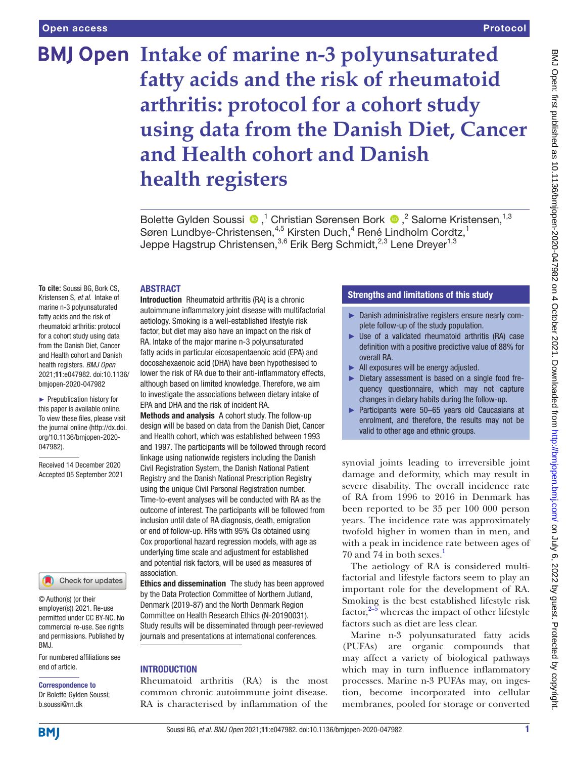# Intake of marine n-3 polyunsaturated fatty acids and the risk of rheumatoid arthritis: protocol for a cohort study using data from the Danish Diet, Cancer and Health cohort and Danish health registers

Bolette Gylden Soussi ,[1] Christian Sørensen Bork ,[2] Salome Kristensen,[1,3] Søren Lundbye-Christensen,[4,5] Kirsten Duch,[4] René Lindholm Cordtz,[1] Jeppe Hagstrup Christensen,[3,6] Erik Berg Schmidt,[2,3] Lene Dreyer[1,3]

**To cite:** Soussi BG, Bork CS, Kristensen S, *et al*. Intake of marine n-3 polyunsaturated fatty acids and the risk of rheumatoid arthritis: protocol for a cohort study using data from the Danish Diet, Cancer and Health cohort and Danish health registers. *BMJ Open* 2021;**11**:e047982. doi:10.1136/bmjopen-2020-047982

► Prepublication history for this paper is available online. To view these files, please visit the journal online (http://dx.doi.org/10.1136/bmjopen-2020-047982).

Received 14 December 2020
Accepted 05 September 2021

© Author(s) (or their employer(s)) 2021. Re-use permitted under CC BY-NC. No commercial re-use. See rights and permissions. Published by BMJ.

For numbered affiliations see end of article.

**Correspondence to**
Dr Bolette Gylden Soussi; b.soussi@rn.dk

## ABSTRACT

**Introduction** Rheumatoid arthritis (RA) is a chronic autoimmune inflammatory joint disease with multifactorial aetiology. Smoking is a well-established lifestyle risk factor, but diet may also have an impact on the risk of RA. Intake of the major marine n-3 polyunsaturated fatty acids in particular eicosapentaenoic acid (EPA) and docosahexaenoic acid (DHA) have been hypothesised to lower the risk of RA due to their anti-inflammatory effects, although based on limited knowledge. Therefore, we aim to investigate the associations between dietary intake of EPA and DHA and the risk of incident RA.

**Methods and analysis** A cohort study. The follow-up design will be based on data from the Danish Diet, Cancer and Health cohort, which was established between 1993 and 1997. The participants will be followed through record linkage using nationwide registers including the Danish Civil Registration System, the Danish National Patient Registry and the Danish National Prescription Registry using the unique Civil Personal Registration number. Time-to-event analyses will be conducted with RA as the outcome of interest. The participants will be followed from inclusion until date of RA diagnosis, death, emigration or end of follow-up. HRs with 95% CIs obtained using Cox proportional hazard regression models, with age as underlying time scale and adjustment for established and potential risk factors, will be used as measures of association.

**Ethics and dissemination** The study has been approved by the Data Protection Committee of Northern Jutland, Denmark (2019-87) and the North Denmark Region Committee on Health Research Ethics (N-20190031). Study results will be disseminated through peer-reviewed journals and presentations at international conferences.

## Strengths and limitations of this study

- ► Danish administrative registers ensure nearly complete follow-up of the study population.
- ► Use of a validated rheumatoid arthritis (RA) case definition with a positive predictive value of 88% for overall RA.
- ► All exposures will be energy adjusted.
- ► Dietary assessment is based on a single food frequency questionnaire, which may not capture changes in dietary habits during the follow-up.
- ► Participants were 50–65 years old Caucasians at enrolment, and therefore, the results may not be valid to other age and ethnic groups.

## INTRODUCTION

Rheumatoid arthritis (RA) is the most common chronic autoimmune joint disease. RA is characterised by inflammation of the synovial joints leading to irreversible joint damage and deformity, which may result in severe disability. The overall incidence rate of RA from 1996 to 2016 in Denmark has been reported to be 35 per 100 000 person years. The incidence rate was approximately twofold higher in women than in men, and with a peak in incidence rate between ages of 70 and 74 in both sexes.[1]

The aetiology of RA is considered multifactorial and lifestyle factors seem to play an important role for the development of RA. Smoking is the best established lifestyle risk factor,[2–5] whereas the impact of other lifestyle factors such as diet are less clear.

Marine n-3 polyunsaturated fatty acids (PUFAs) are organic compounds that may affect a variety of biological pathways which may in turn influence inflammatory processes. Marine n-3 PUFAs may, on ingestion, become incorporated into cellular membranes, pooled for storage or converted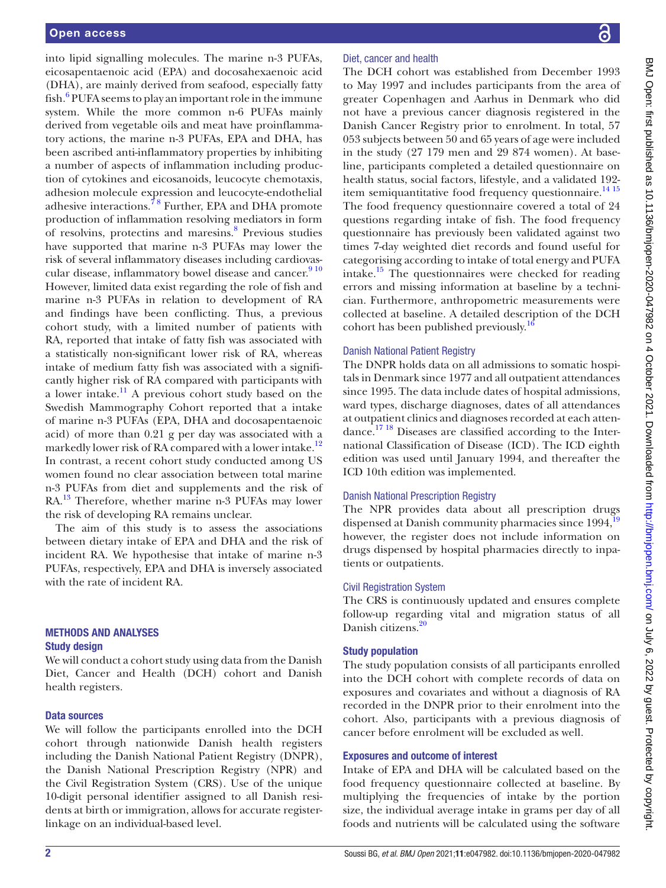into lipid signalling molecules. The marine n-3 PUFAs, eicosapentaenoic acid (EPA) and docosahexaenoic acid (DHA), are mainly derived from seafood, especially fatty fish.[6] PUFA seems to play an important role in the immune system. While the more common n-6 PUFAs mainly derived from vegetable oils and meat have proinflammatory actions, the marine n-3 PUFAs, EPA and DHA, has been ascribed anti-inflammatory properties by inhibiting a number of aspects of inflammation including production of cytokines and eicosanoids, leucocyte chemotaxis, adhesion molecule expression and leucocyte-endothelial adhesive interactions.[7,8] Further, EPA and DHA promote production of inflammation resolving mediators in form of resolvins, protectins and maresins.[8] Previous studies have supported that marine n-3 PUFAs may lower the risk of several inflammatory diseases including cardiovascular disease, inflammatory bowel disease and cancer.[9,10] However, limited data exist regarding the role of fish and marine n-3 PUFAs in relation to development of RA and findings have been conflicting. Thus, a previous cohort study, with a limited number of patients with RA, reported that intake of fatty fish was associated with a statistically non-significant lower risk of RA, whereas intake of medium fatty fish was associated with a significantly higher risk of RA compared with participants with a lower intake.[11] A previous cohort study based on the Swedish Mammography Cohort reported that a intake of marine n-3 PUFAs (EPA, DHA and docosapentaenoic acid) of more than 0.21 g per day was associated with a markedly lower risk of RA compared with a lower intake.[12] In contrast, a recent cohort study conducted among US women found no clear association between total marine n-3 PUFAs from diet and supplements and the risk of RA.[13] Therefore, whether marine n-3 PUFAs may lower the risk of developing RA remains unclear.

The aim of this study is to assess the associations between dietary intake of EPA and DHA and the risk of incident RA. We hypothesise that intake of marine n-3 PUFAs, respectively, EPA and DHA is inversely associated with the rate of incident RA.

## METHODS AND ANALYSES

### Study design

We will conduct a cohort study using data from the Danish Diet, Cancer and Health (DCH) cohort and Danish health registers.

### Data sources

We will follow the participants enrolled into the DCH cohort through nationwide Danish health registers including the Danish National Patient Registry (DNPR), the Danish National Prescription Registry (NPR) and the Civil Registration System (CRS). Use of the unique 10-digit personal identifier assigned to all Danish residents at birth or immigration, allows for accurate register-linkage on an individual-based level.

#### Diet, cancer and health

The DCH cohort was established from December 1993 to May 1997 and includes participants from the area of greater Copenhagen and Aarhus in Denmark who did not have a previous cancer diagnosis registered in the Danish Cancer Registry prior to enrolment. In total, 57 053 subjects between 50 and 65 years of age were included in the study (27 179 men and 29 874 women). At baseline, participants completed a detailed questionnaire on health status, social factors, lifestyle, and a validated 192-item semiquantitative food frequency questionnaire.[14,15] The food frequency questionnaire covered a total of 24 questions regarding intake of fish. The food frequency questionnaire has previously been validated against two times 7-day weighted diet records and found useful for categorising according to intake of total energy and PUFA intake.[15] The questionnaires were checked for reading errors and missing information at baseline by a technician. Furthermore, anthropometric measurements were collected at baseline. A detailed description of the DCH cohort has been published previously.[16]

#### Danish National Patient Registry

The DNPR holds data on all admissions to somatic hospitals in Denmark since 1977 and all outpatient attendances since 1995. The data include dates of hospital admissions, ward types, discharge diagnoses, dates of all attendances at outpatient clinics and diagnoses recorded at each attendance.[17,18] Diseases are classified according to the International Classification of Disease (ICD). The ICD eighth edition was used until January 1994, and thereafter the ICD 10th edition was implemented.

#### Danish National Prescription Registry

The NPR provides data about all prescription drugs dispensed at Danish community pharmacies since 1994,[19] however, the register does not include information on drugs dispensed by hospital pharmacies directly to inpatients or outpatients.

#### Civil Registration System

The CRS is continuously updated and ensures complete follow-up regarding vital and migration status of all Danish citizens.[20]

### Study population

The study population consists of all participants enrolled into the DCH cohort with complete records of data on exposures and covariates and without a diagnosis of RA recorded in the DNPR prior to their enrolment into the cohort. Also, participants with a previous diagnosis of cancer before enrolment will be excluded as well.

### Exposures and outcome of interest

Intake of EPA and DHA will be calculated based on the food frequency questionnaire collected at baseline. By multiplying the frequencies of intake by the portion size, the individual average intake in grams per day of all foods and nutrients will be calculated using the software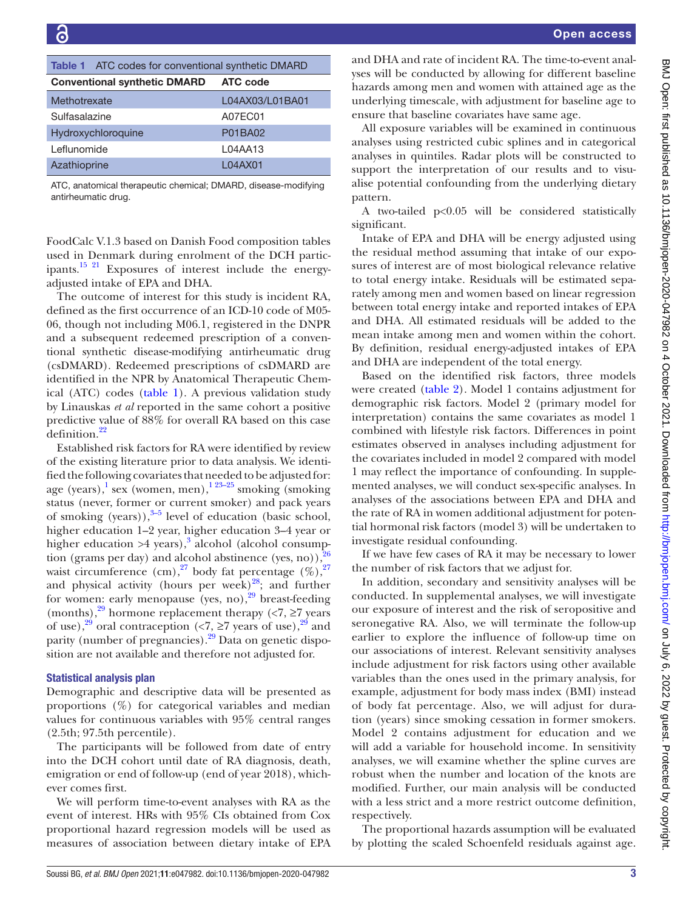**Table 1** ATC codes for conventional synthetic DMARD

| Conventional synthetic DMARD | ATC code |
|---|---|
| Methotrexate | L04AX03/L01BA01 |
| Sulfasalazine | A07EC01 |
| Hydroxychloroquine | P01BA02 |
| Leflunomide | L04AA13 |
| Azathioprine | L04AX01 |

ATC, anatomical therapeutic chemical; DMARD, disease-modifying antirheumatic drug.

FoodCalc V.1.3 based on Danish Food composition tables used in Denmark during enrolment of the DCH participants.[15 21] Exposures of interest include the energy-adjusted intake of EPA and DHA.

The outcome of interest for this study is incident RA, defined as the first occurrence of an ICD-10 code of M05-06, though not including M06.1, registered in the DNPR and a subsequent redeemed prescription of a conventional synthetic disease-modifying antirheumatic drug (csDMARD). Redeemed prescriptions of csDMARD are identified in the NPR by Anatomical Therapeutic Chemical (ATC) codes (table 1). A previous validation study by Linauskas *et al* reported in the same cohort a positive predictive value of 88% for overall RA based on this case definition.[22]

Established risk factors for RA were identified by review of the existing literature prior to data analysis. We identified the following covariates that needed to be adjusted for: age (years),[1] sex (women, men),[1 23–25] smoking (smoking status (never, former or current smoker) and pack years of smoking (years)),[3–5] level of education (basic school, higher education 1–2 year, higher education 3–4 year or higher education >4 years),[3] alcohol (alcohol consumption (grams per day) and alcohol abstinence (yes, no)),[26] waist circumference (cm),[27] body fat percentage (%),[27] and physical activity (hours per week)[28]; and further for women: early menopause (yes, no),[29] breast-feeding (months),[29] hormone replacement therapy (<7, ≥7 years of use),[29] oral contraception (<7, ≥7 years of use),[29] and parity (number of pregnancies).[29] Data on genetic disposition are not available and therefore not adjusted for.

## Statistical analysis plan

Demographic and descriptive data will be presented as proportions (%) for categorical variables and median values for continuous variables with 95% central ranges (2.5th; 97.5th percentile).

The participants will be followed from date of entry into the DCH cohort until date of RA diagnosis, death, emigration or end of follow-up (end of year 2018), whichever comes first.

We will perform time-to-event analyses with RA as the event of interest. HRs with 95% CIs obtained from Cox proportional hazard regression models will be used as measures of association between dietary intake of EPA and DHA and rate of incident RA. The time-to-event analyses will be conducted by allowing for different baseline hazards among men and women with attained age as the underlying timescale, with adjustment for baseline age to ensure that baseline covariates have same age.

All exposure variables will be examined in continuous analyses using restricted cubic splines and in categorical analyses in quintiles. Radar plots will be constructed to support the interpretation of our results and to visualise potential confounding from the underlying dietary pattern.

A two-tailed $p<0.05$ will be considered statistically significant.

Intake of EPA and DHA will be energy adjusted using the residual method assuming that intake of our exposures of interest are of most biological relevance relative to total energy intake. Residuals will be estimated separately among men and women based on linear regression between total energy intake and reported intakes of EPA and DHA. All estimated residuals will be added to the mean intake among men and women within the cohort. By definition, residual energy-adjusted intakes of EPA and DHA are independent of the total energy.

Based on the identified risk factors, three models were created (table 2). Model 1 contains adjustment for demographic risk factors. Model 2 (primary model for interpretation) contains the same covariates as model 1 combined with lifestyle risk factors. Differences in point estimates observed in analyses including adjustment for the covariates included in model 2 compared with model 1 may reflect the importance of confounding. In supplemented analyses, we will conduct sex-specific analyses. In analyses of the associations between EPA and DHA and the rate of RA in women additional adjustment for potential hormonal risk factors (model 3) will be undertaken to investigate residual confounding.

If we have few cases of RA it may be necessary to lower the number of risk factors that we adjust for.

In addition, secondary and sensitivity analyses will be conducted. In supplemental analyses, we will investigate our exposure of interest and the risk of seropositive and seronegative RA. Also, we will terminate the follow-up earlier to explore the influence of follow-up time on our associations of interest. Relevant sensitivity analyses include adjustment for risk factors using other available variables than the ones used in the primary analysis, for example, adjustment for body mass index (BMI) instead of body fat percentage. Also, we will adjust for duration (years) since smoking cessation in former smokers. Model 2 contains adjustment for education and we will add a variable for household income. In sensitivity analyses, we will examine whether the spline curves are robust when the number and location of the knots are modified. Further, our main analysis will be conducted with a less strict and a more restrict outcome definition, respectively.

The proportional hazards assumption will be evaluated by plotting the scaled Schoenfeld residuals against age.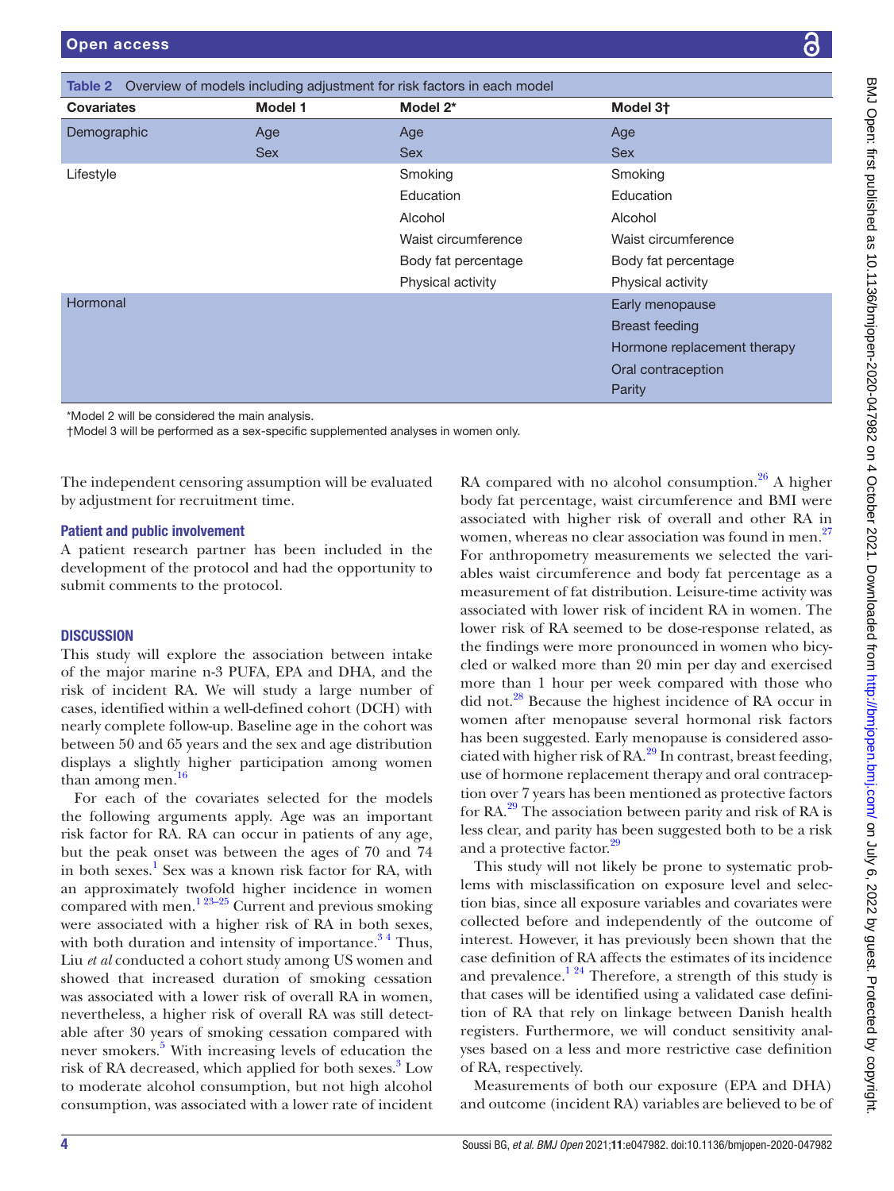Table 2 Overview of models including adjustment for risk factors in each model

| Covariates | Model 1 | Model 2* | Model 3† |
|---|---|---|---|
| Demographic | Age | Age | Age |
| | Sex | Sex | Sex |
| Lifestyle | | Smoking | Smoking |
| | | Education | Education |
| | | Alcohol | Alcohol |
| | | Waist circumference | Waist circumference |
| | | Body fat percentage | Body fat percentage |
| | | Physical activity | Physical activity |
| Hormonal | | | Early menopause |
| | | | Breast feeding |
| | | | Hormone replacement therapy |
| | | | Oral contraception |
| | | | Parity |

*Model 2 will be considered the main analysis.
†Model 3 will be performed as a sex-specific supplemented analyses in women only.

The independent censoring assumption will be evaluated by adjustment for recruitment time.

### Patient and public involvement

A patient research partner has been included in the development of the protocol and had the opportunity to submit comments to the protocol.

## DISCUSSION

This study will explore the association between intake of the major marine n-3 PUFA, EPA and DHA, and the risk of incident RA. We will study a large number of cases, identified within a well-defined cohort (DCH) with nearly complete follow-up. Baseline age in the cohort was between 50 and 65 years and the sex and age distribution displays a slightly higher participation among women than among men.[16]

For each of the covariates selected for the models the following arguments apply. Age was an important risk factor for RA. RA can occur in patients of any age, but the peak onset was between the ages of 70 and 74 in both sexes.[1] Sex was a known risk factor for RA, with an approximately twofold higher incidence in women compared with men.[1 23–25] Current and previous smoking were associated with a higher risk of RA in both sexes, with both duration and intensity of importance.[3 4] Thus, Liu *et al* conducted a cohort study among US women and showed that increased duration of smoking cessation was associated with a lower risk of overall RA in women, nevertheless, a higher risk of overall RA was still detectable after 30 years of smoking cessation compared with never smokers.[5] With increasing levels of education the risk of RA decreased, which applied for both sexes.[3] Low to moderate alcohol consumption, but not high alcohol consumption, was associated with a lower rate of incident RA compared with no alcohol consumption.[26] A higher body fat percentage, waist circumference and BMI were associated with higher risk of overall and other RA in women, whereas no clear association was found in men.[27] For anthropometry measurements we selected the variables waist circumference and body fat percentage as a measurement of fat distribution. Leisure-time activity was associated with lower risk of incident RA in women. The lower risk of RA seemed to be dose-response related, as the findings were more pronounced in women who bicycled or walked more than 20 min per day and exercised more than 1 hour per week compared with those who did not.[28] Because the highest incidence of RA occur in women after menopause several hormonal risk factors has been suggested. Early menopause is considered associated with higher risk of RA.[29] In contrast, breast feeding, use of hormone replacement therapy and oral contraception over 7 years has been mentioned as protective factors for RA.[29] The association between parity and risk of RA is less clear, and parity has been suggested both to be a risk and a protective factor.[29]

This study will not likely be prone to systematic problems with misclassification on exposure level and selection bias, since all exposure variables and covariates were collected before and independently of the outcome of interest. However, it has previously been shown that the case definition of RA affects the estimates of its incidence and prevalence.[1 24] Therefore, a strength of this study is that cases will be identified using a validated case definition of RA that rely on linkage between Danish health registers. Furthermore, we will conduct sensitivity analyses based on a less and more restrictive case definition of RA, respectively.

Measurements of both our exposure (EPA and DHA) and outcome (incident RA) variables are believed to be of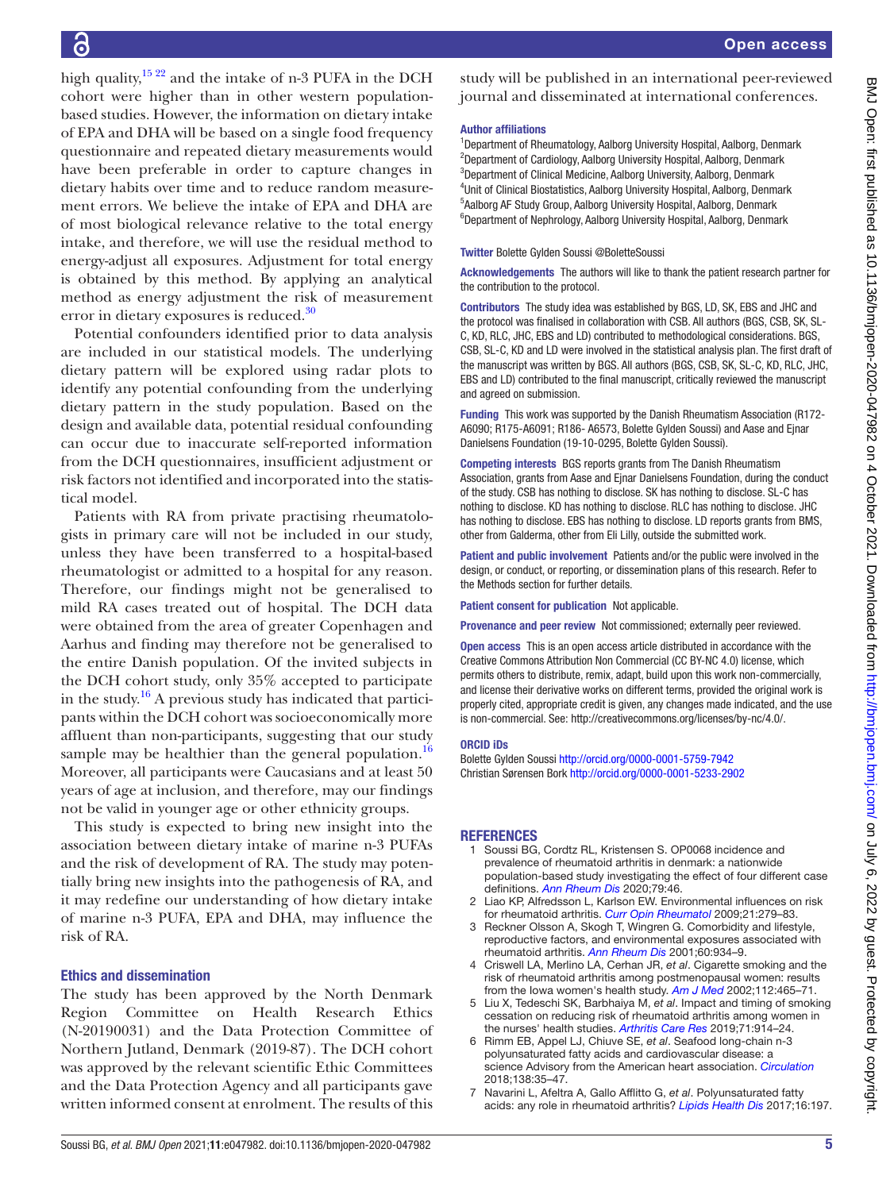high quality,[15 22] and the intake of n-3 PUFA in the DCH cohort were higher than in other western population-based studies. However, the information on dietary intake of EPA and DHA will be based on a single food frequency questionnaire and repeated dietary measurements would have been preferable in order to capture changes in dietary habits over time and to reduce random measurement errors. We believe the intake of EPA and DHA are of most biological relevance relative to the total energy intake, and therefore, we will use the residual method to energy-adjust all exposures. Adjustment for total energy is obtained by this method. By applying an analytical method as energy adjustment the risk of measurement error in dietary exposures is reduced.[30]

Potential confounders identified prior to data analysis are included in our statistical models. The underlying dietary pattern will be explored using radar plots to identify any potential confounding from the underlying dietary pattern in the study population. Based on the design and available data, potential residual confounding can occur due to inaccurate self-reported information from the DCH questionnaires, insufficient adjustment or risk factors not identified and incorporated into the statistical model.

Patients with RA from private practising rheumatologists in primary care will not be included in our study, unless they have been transferred to a hospital-based rheumatologist or admitted to a hospital for any reason. Therefore, our findings might not be generalised to mild RA cases treated out of hospital. The DCH data were obtained from the area of greater Copenhagen and Aarhus and finding may therefore not be generalised to the entire Danish population. Of the invited subjects in the DCH cohort study, only 35% accepted to participate in the study.[16] A previous study has indicated that participants within the DCH cohort was socioeconomically more affluent than non-participants, suggesting that our study sample may be healthier than the general population.[16] Moreover, all participants were Caucasians and at least 50 years of age at inclusion, and therefore, may our findings not be valid in younger age or other ethnicity groups.

This study is expected to bring new insight into the association between dietary intake of marine n-3 PUFAs and the risk of development of RA. The study may potentially bring new insights into the pathogenesis of RA, and it may redefine our understanding of how dietary intake of marine n-3 PUFA, EPA and DHA, may influence the risk of RA.

## Ethics and dissemination

The study has been approved by the North Denmark Region Committee on Health Research Ethics (N-20190031) and the Data Protection Committee of Northern Jutland, Denmark (2019-87). The DCH cohort was approved by the relevant scientific Ethic Committees and the Data Protection Agency and all participants gave written informed consent at enrolment. The results of this study will be published in an international peer-reviewed journal and disseminated at international conferences.

### Author affiliations

[1]Department of Rheumatology, Aalborg University Hospital, Aalborg, Denmark
[2]Department of Cardiology, Aalborg University Hospital, Aalborg, Denmark
[3]Department of Clinical Medicine, Aalborg University, Aalborg, Denmark
[4]Unit of Clinical Biostatistics, Aalborg University Hospital, Aalborg, Denmark
[5]Aalborg AF Study Group, Aalborg University Hospital, Aalborg, Denmark
[6]Department of Nephrology, Aalborg University Hospital, Aalborg, Denmark

**Twitter** Bolette Gylden Soussi @BoletteSoussi

**Acknowledgements** The authors will like to thank the patient research partner for the contribution to the protocol.

**Contributors** The study idea was established by BGS, LD, SK, EBS and JHC and the protocol was finalised in collaboration with CSB. All authors (BGS, CSB, SK, SL-C, KD, RLC, JHC, EBS and LD) contributed to methodological considerations. BGS, CSB, SL-C, KD and LD were involved in the statistical analysis plan. The first draft of the manuscript was written by BGS. All authors (BGS, CSB, SK, SL-C, KD, RLC, JHC, EBS and LD) contributed to the final manuscript, critically reviewed the manuscript and agreed on submission.

**Funding** This work was supported by the Danish Rheumatism Association (R172-A6090; R175-A6091; R186- A6573, Bolette Gylden Soussi) and Aase and Ejnar Danielsens Foundation (19-10-0295, Bolette Gylden Soussi).

**Competing interests** BGS reports grants from The Danish Rheumatism Association, grants from Aase and Ejnar Danielsens Foundation, during the conduct of the study. CSB has nothing to disclose. SK has nothing to disclose. SL-C has nothing to disclose. KD has nothing to disclose. RLC has nothing to disclose. JHC has nothing to disclose. EBS has nothing to disclose. LD reports grants from BMS, other from Galderma, other from Eli Lilly, outside the submitted work.

**Patient and public involvement** Patients and/or the public were involved in the design, or conduct, or reporting, or dissemination plans of this research. Refer to the Methods section for further details.

**Patient consent for publication** Not applicable.

**Provenance and peer review** Not commissioned; externally peer reviewed.

**Open access** This is an open access article distributed in accordance with the Creative Commons Attribution Non Commercial (CC BY-NC 4.0) license, which permits others to distribute, remix, adapt, build upon this work non-commercially, and license their derivative works on different terms, provided the original work is properly cited, appropriate credit is given, any changes made indicated, and the use is non-commercial. See: http://creativecommons.org/licenses/by-nc/4.0/.

### ORCID iDs

Bolette Gylden Soussi http://orcid.org/0000-0001-5759-7942
Christian Sørensen Bork http://orcid.org/0000-0001-5233-2902

## REFERENCES

1. Soussi BG, Cordtz RL, Kristensen S. OP0068 incidence and prevalence of rheumatoid arthritis in denmark: a nationwide population-based study investigating the effect of four different case definitions. *Ann Rheum Dis* 2020;79:46.
2. Liao KP, Alfredsson L, Karlson EW. Environmental influences on risk for rheumatoid arthritis. *Curr Opin Rheumatol* 2009;21:279–83.
3. Reckner Olsson A, Skogh T, Wingren G. Comorbidity and lifestyle, reproductive factors, and environmental exposures associated with rheumatoid arthritis. *Ann Rheum Dis* 2001;60:934–9.
4. Criswell LA, Merlino LA, Cerhan JR, *et al*. Cigarette smoking and the risk of rheumatoid arthritis among postmenopausal women: results from the Iowa women's health study. *Am J Med* 2002;112:465–71.
5. Liu X, Tedeschi SK, Barbhaiya M, *et al*. Impact and timing of smoking cessation on reducing risk of rheumatoid arthritis among women in the nurses' health studies. *Arthritis Care Res* 2019;71:914–24.
6. Rimm EB, Appel LJ, Chiuve SE, *et al*. Seafood long-chain n-3 polyunsaturated fatty acids and cardiovascular disease: a science Advisory from the American heart association. *Circulation* 2018;138:35–47.
7. Navarini L, Afeltra A, Gallo Afflitto G, *et al*. Polyunsaturated fatty acids: any role in rheumatoid arthritis? *Lipids Health Dis* 2017;16:197.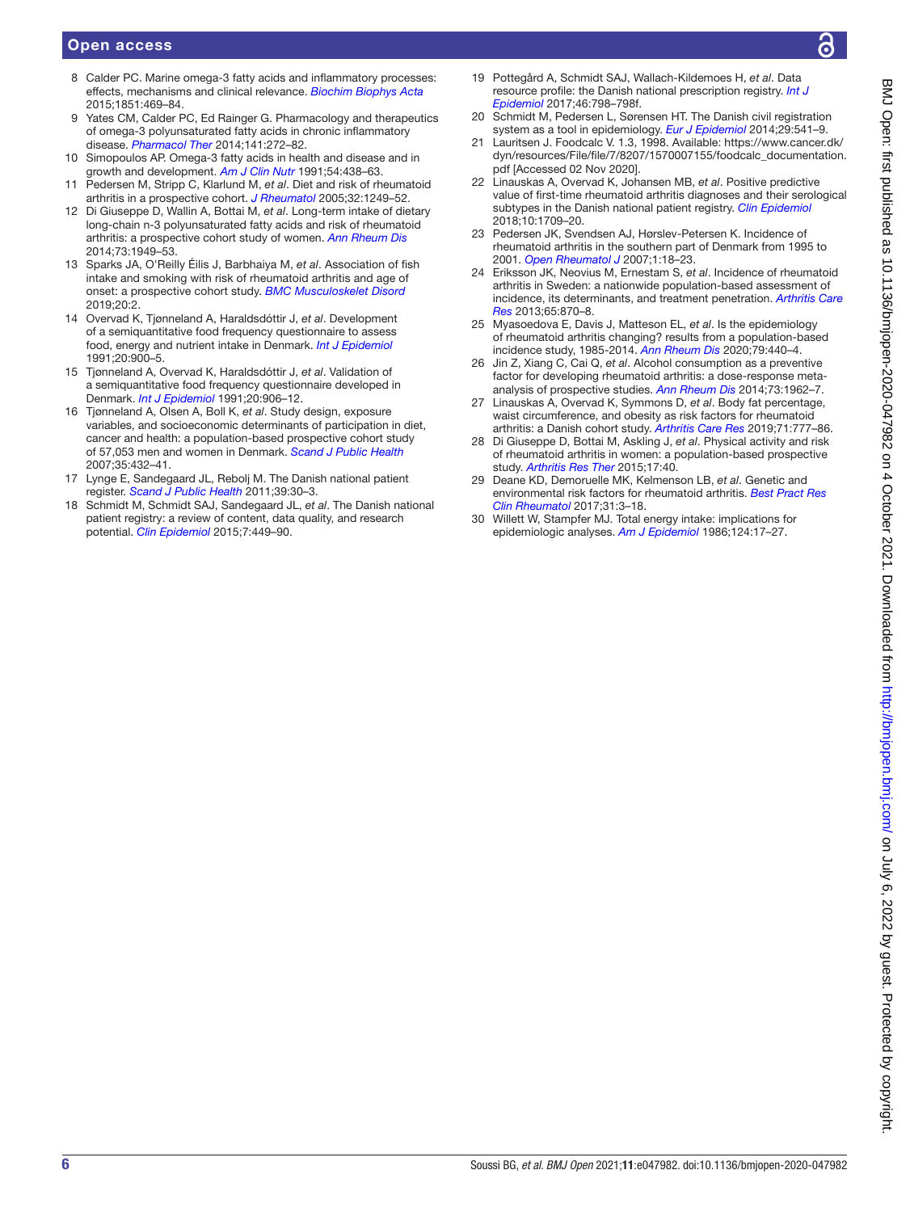8. Calder PC. Marine omega-3 fatty acids and inflammatory processes: effects, mechanisms and clinical relevance. *Biochim Biophys Acta* 2015;1851:469–84.
9. Yates CM, Calder PC, Ed Rainger G. Pharmacology and therapeutics of omega-3 polyunsaturated fatty acids in chronic inflammatory disease. *Pharmacol Ther* 2014;141:272–82.
10. Simopoulos AP. Omega-3 fatty acids in health and disease and in growth and development. *Am J Clin Nutr* 1991;54:438–63.
11. Pedersen M, Stripp C, Klarlund M, *et al*. Diet and risk of rheumatoid arthritis in a prospective cohort. *J Rheumatol* 2005;32:1249–52.
12. Di Giuseppe D, Wallin A, Bottai M, *et al*. Long-term intake of dietary long-chain n-3 polyunsaturated fatty acids and risk of rheumatoid arthritis: a prospective cohort study of women. *Ann Rheum Dis* 2014;73:1949–53.
13. Sparks JA, O'Reilly Éilis J, Barbhaiya M, *et al*. Association of fish intake and smoking with risk of rheumatoid arthritis and age of onset: a prospective cohort study. *BMC Musculoskelet Disord* 2019;20:2.
14. Overvad K, Tjønneland A, Haraldsdóttir J, *et al*. Development of a semiquantitative food frequency questionnaire to assess food, energy and nutrient intake in Denmark. *Int J Epidemiol* 1991;20:900–5.
15. Tjønneland A, Overvad K, Haraldsdóttir J, *et al*. Validation of a semiquantitative food frequency questionnaire developed in Denmark. *Int J Epidemiol* 1991;20:906–12.
16. Tjønneland A, Olsen A, Boll K, *et al*. Study design, exposure variables, and socioeconomic determinants of participation in diet, cancer and health: a population-based prospective cohort study of 57,053 men and women in Denmark. *Scand J Public Health* 2007;35:432–41.
17. Lynge E, Sandegaard JL, Rebolj M. The Danish national patient register. *Scand J Public Health* 2011;39:30–3.
18. Schmidt M, Schmidt SAJ, Sandegaard JL, *et al*. The Danish national patient registry: a review of content, data quality, and research potential. *Clin Epidemiol* 2015;7:449–90.
19. Pottegård A, Schmidt SAJ, Wallach-Kildemoes H, *et al*. Data resource profile: the Danish national prescription registry. *Int J Epidemiol* 2017;46:798–798f.
20. Schmidt M, Pedersen L, Sørensen HT. The Danish civil registration system as a tool in epidemiology. *Eur J Epidemiol* 2014;29:541–9.
21. Lauritsen J. Foodcalc V. 1.3, 1998. Available: https://www.cancer.dk/dyn/resources/File/file/7/8207/1570007155/foodcalc_documentation.pdf [Accessed 02 Nov 2020].
22. Linauskas A, Overvad K, Johansen MB, *et al*. Positive predictive value of first-time rheumatoid arthritis diagnoses and their serological subtypes in the Danish national patient registry. *Clin Epidemiol* 2018;10:1709–20.
23. Pedersen JK, Svendsen AJ, Hørslev-Petersen K. Incidence of rheumatoid arthritis in the southern part of Denmark from 1995 to 2001. *Open Rheumatol J* 2007;1:18–23.
24. Eriksson JK, Neovius M, Ernestam S, *et al*. Incidence of rheumatoid arthritis in Sweden: a nationwide population-based assessment of incidence, its determinants, and treatment penetration. *Arthritis Care Res* 2013;65:870–8.
25. Myasoedova E, Davis J, Matteson EL, *et al*. Is the epidemiology of rheumatoid arthritis changing? results from a population-based incidence study, 1985-2014. *Ann Rheum Dis* 2020;79:440–4.
26. Jin Z, Xiang C, Cai Q, *et al*. Alcohol consumption as a preventive factor for developing rheumatoid arthritis: a dose-response meta-analysis of prospective studies. *Ann Rheum Dis* 2014;73:1962–7.
27. Linauskas A, Overvad K, Symmons D, *et al*. Body fat percentage, waist circumference, and obesity as risk factors for rheumatoid arthritis: a Danish cohort study. *Arthritis Care Res* 2019;71:777–86.
28. Di Giuseppe D, Bottai M, Askling J, *et al*. Physical activity and risk of rheumatoid arthritis in women: a population-based prospective study. *Arthritis Res Ther* 2015;17:40.
29. Deane KD, Demoruelle MK, Kelmenson LB, *et al*. Genetic and environmental risk factors for rheumatoid arthritis. *Best Pract Res Clin Rheumatol* 2017;31:3–18.
30. Willett W, Stampfer MJ. Total energy intake: implications for epidemiologic analyses. *Am J Epidemiol* 1986;124:17–27.